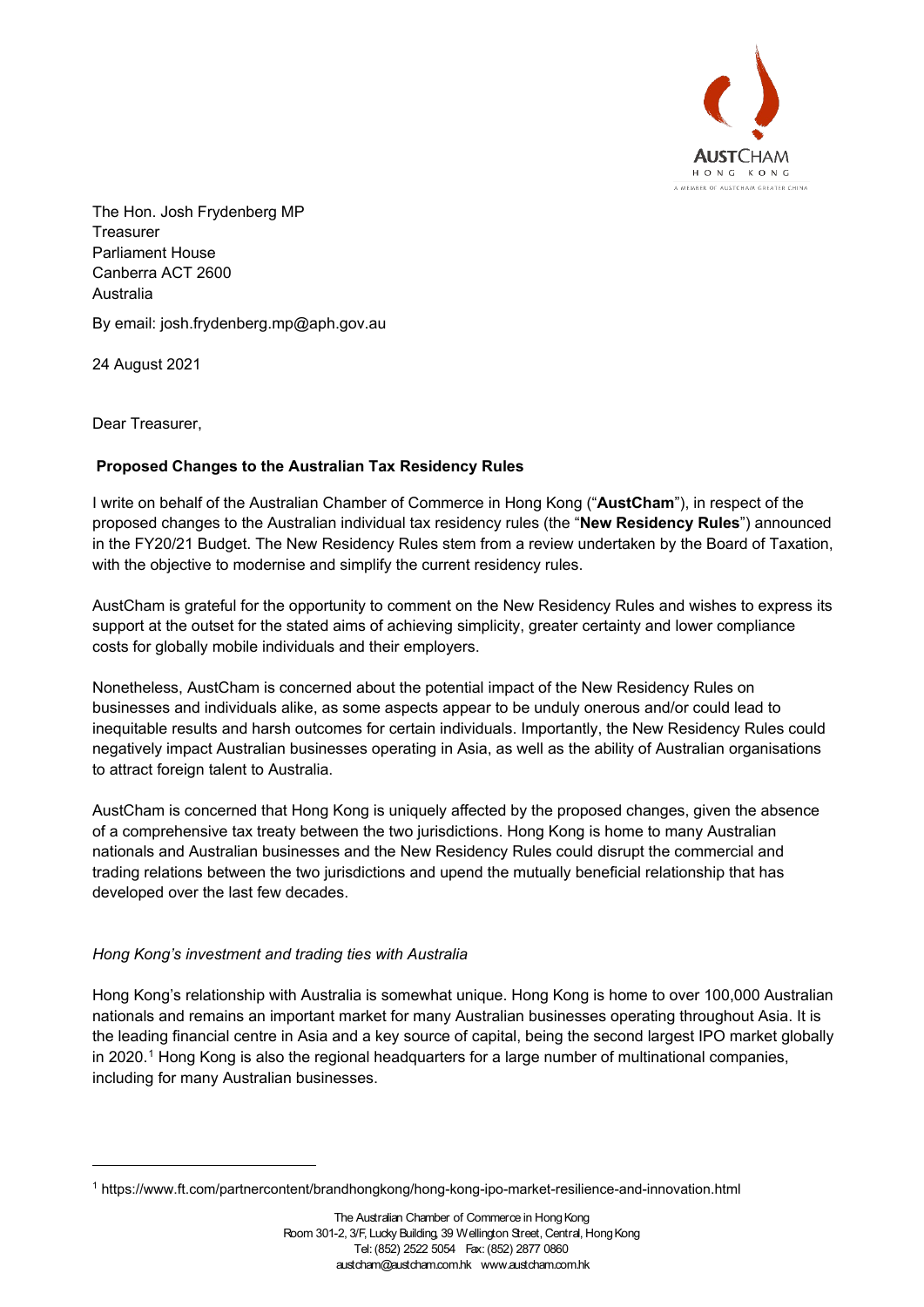The Hon. Josh Frydenberg MP
Treasurer
Parliament House
Canberra ACT 2600
Australia

By email: josh.frydenberg.mp@aph.gov.au

24 August 2021

Dear Treasurer,

**Proposed Changes to the Australian Tax Residency Rules**

I write on behalf of the Australian Chamber of Commerce in Hong Kong ("**AustCham**"), in respect of the proposed changes to the Australian individual tax residency rules (the "**New Residency Rules**") announced in the FY20/21 Budget. The New Residency Rules stem from a review undertaken by the Board of Taxation, with the objective to modernise and simplify the current residency rules.

AustCham is grateful for the opportunity to comment on the New Residency Rules and wishes to express its support at the outset for the stated aims of achieving simplicity, greater certainty and lower compliance costs for globally mobile individuals and their employers.

Nonetheless, AustCham is concerned about the potential impact of the New Residency Rules on businesses and individuals alike, as some aspects appear to be unduly onerous and/or could lead to inequitable results and harsh outcomes for certain individuals. Importantly, the New Residency Rules could negatively impact Australian businesses operating in Asia, as well as the ability of Australian organisations to attract foreign talent to Australia.

AustCham is concerned that Hong Kong is uniquely affected by the proposed changes, given the absence of a comprehensive tax treaty between the two jurisdictions. Hong Kong is home to many Australian nationals and Australian businesses and the New Residency Rules could disrupt the commercial and trading relations between the two jurisdictions and upend the mutually beneficial relationship that has developed over the last few decades.

*Hong Kong's investment and trading ties with Australia*

Hong Kong's relationship with Australia is somewhat unique. Hong Kong is home to over 100,000 Australian nationals and remains an important market for many Australian businesses operating throughout Asia. It is the leading financial centre in Asia and a key source of capital, being the second largest IPO market globally in 2020.[1] Hong Kong is also the regional headquarters for a large number of multinational companies, including for many Australian businesses.

[1] https://www.ft.com/partnercontent/brandhongkong/hong-kong-ipo-market-resilience-and-innovation.html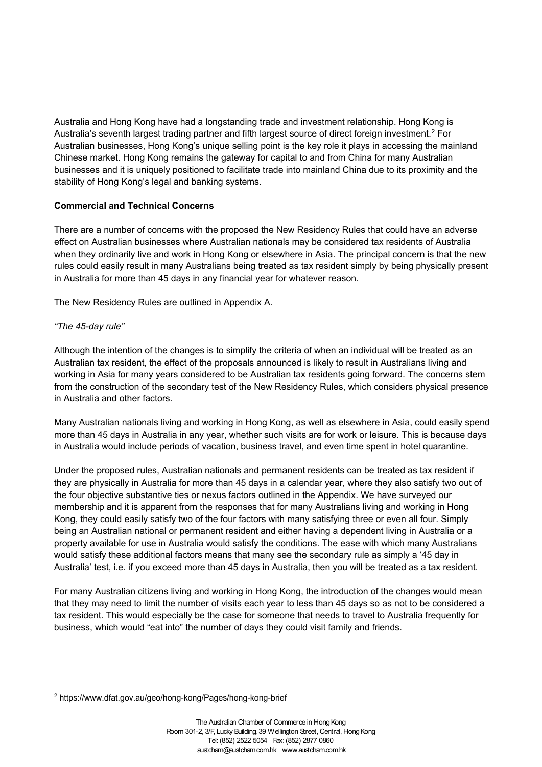Australia and Hong Kong have had a longstanding trade and investment relationship. Hong Kong is Australia's seventh largest trading partner and fifth largest source of direct foreign investment.[2] For Australian businesses, Hong Kong's unique selling point is the key role it plays in accessing the mainland Chinese market. Hong Kong remains the gateway for capital to and from China for many Australian businesses and it is uniquely positioned to facilitate trade into mainland China due to its proximity and the stability of Hong Kong's legal and banking systems.

**Commercial and Technical Concerns**

There are a number of concerns with the proposed the New Residency Rules that could have an adverse effect on Australian businesses where Australian nationals may be considered tax residents of Australia when they ordinarily live and work in Hong Kong or elsewhere in Asia. The principal concern is that the new rules could easily result in many Australians being treated as tax resident simply by being physically present in Australia for more than 45 days in any financial year for whatever reason.

The New Residency Rules are outlined in Appendix A.

*"The 45-day rule"*

Although the intention of the changes is to simplify the criteria of when an individual will be treated as an Australian tax resident, the effect of the proposals announced is likely to result in Australians living and working in Asia for many years considered to be Australian tax residents going forward. The concerns stem from the construction of the secondary test of the New Residency Rules, which considers physical presence in Australia and other factors.

Many Australian nationals living and working in Hong Kong, as well as elsewhere in Asia, could easily spend more than 45 days in Australia in any year, whether such visits are for work or leisure. This is because days in Australia would include periods of vacation, business travel, and even time spent in hotel quarantine.

Under the proposed rules, Australian nationals and permanent residents can be treated as tax resident if they are physically in Australia for more than 45 days in a calendar year, where they also satisfy two out of the four objective substantive ties or nexus factors outlined in the Appendix. We have surveyed our membership and it is apparent from the responses that for many Australians living and working in Hong Kong, they could easily satisfy two of the four factors with many satisfying three or even all four. Simply being an Australian national or permanent resident and either having a dependent living in Australia or a property available for use in Australia would satisfy the conditions. The ease with which many Australians would satisfy these additional factors means that many see the secondary rule as simply a '45 day in Australia' test, i.e. if you exceed more than 45 days in Australia, then you will be treated as a tax resident.

For many Australian citizens living and working in Hong Kong, the introduction of the changes would mean that they may need to limit the number of visits each year to less than 45 days so as not to be considered a tax resident. This would especially be the case for someone that needs to travel to Australia frequently for business, which would "eat into" the number of days they could visit family and friends.

[2] https://www.dfat.gov.au/geo/hong-kong/Pages/hong-kong-brief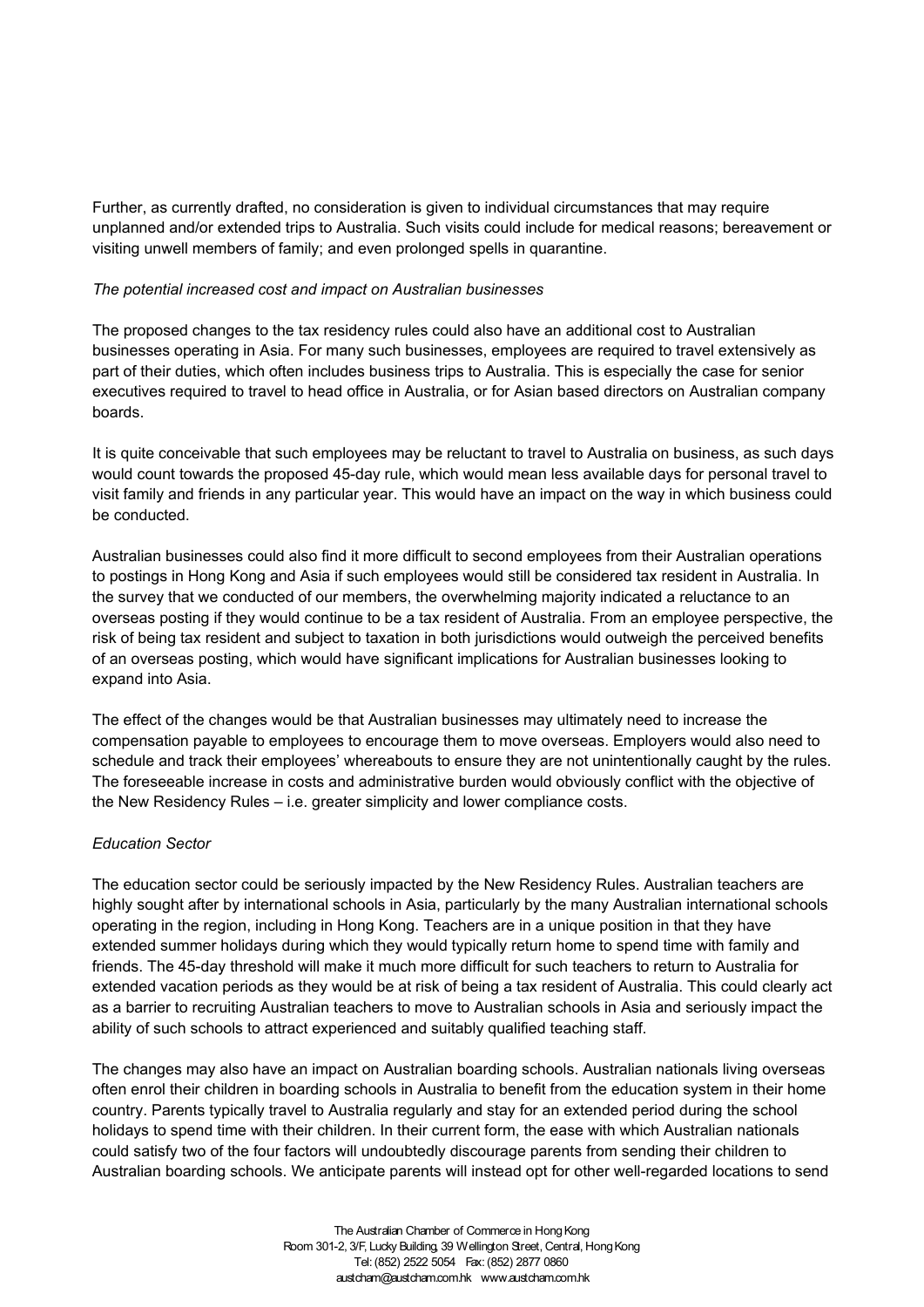Further, as currently drafted, no consideration is given to individual circumstances that may require unplanned and/or extended trips to Australia. Such visits could include for medical reasons; bereavement or visiting unwell members of family; and even prolonged spells in quarantine.

*The potential increased cost and impact on Australian businesses*

The proposed changes to the tax residency rules could also have an additional cost to Australian businesses operating in Asia. For many such businesses, employees are required to travel extensively as part of their duties, which often includes business trips to Australia. This is especially the case for senior executives required to travel to head office in Australia, or for Asian based directors on Australian company boards.

It is quite conceivable that such employees may be reluctant to travel to Australia on business, as such days would count towards the proposed 45-day rule, which would mean less available days for personal travel to visit family and friends in any particular year. This would have an impact on the way in which business could be conducted.

Australian businesses could also find it more difficult to second employees from their Australian operations to postings in Hong Kong and Asia if such employees would still be considered tax resident in Australia. In the survey that we conducted of our members, the overwhelming majority indicated a reluctance to an overseas posting if they would continue to be a tax resident of Australia. From an employee perspective, the risk of being tax resident and subject to taxation in both jurisdictions would outweigh the perceived benefits of an overseas posting, which would have significant implications for Australian businesses looking to expand into Asia.

The effect of the changes would be that Australian businesses may ultimately need to increase the compensation payable to employees to encourage them to move overseas. Employers would also need to schedule and track their employees' whereabouts to ensure they are not unintentionally caught by the rules. The foreseeable increase in costs and administrative burden would obviously conflict with the objective of the New Residency Rules – i.e. greater simplicity and lower compliance costs.

*Education Sector*

The education sector could be seriously impacted by the New Residency Rules. Australian teachers are highly sought after by international schools in Asia, particularly by the many Australian international schools operating in the region, including in Hong Kong. Teachers are in a unique position in that they have extended summer holidays during which they would typically return home to spend time with family and friends. The 45-day threshold will make it much more difficult for such teachers to return to Australia for extended vacation periods as they would be at risk of being a tax resident of Australia. This could clearly act as a barrier to recruiting Australian teachers to move to Australian schools in Asia and seriously impact the ability of such schools to attract experienced and suitably qualified teaching staff.

The changes may also have an impact on Australian boarding schools. Australian nationals living overseas often enrol their children in boarding schools in Australia to benefit from the education system in their home country. Parents typically travel to Australia regularly and stay for an extended period during the school holidays to spend time with their children. In their current form, the ease with which Australian nationals could satisfy two of the four factors will undoubtedly discourage parents from sending their children to Australian boarding schools. We anticipate parents will instead opt for other well-regarded locations to send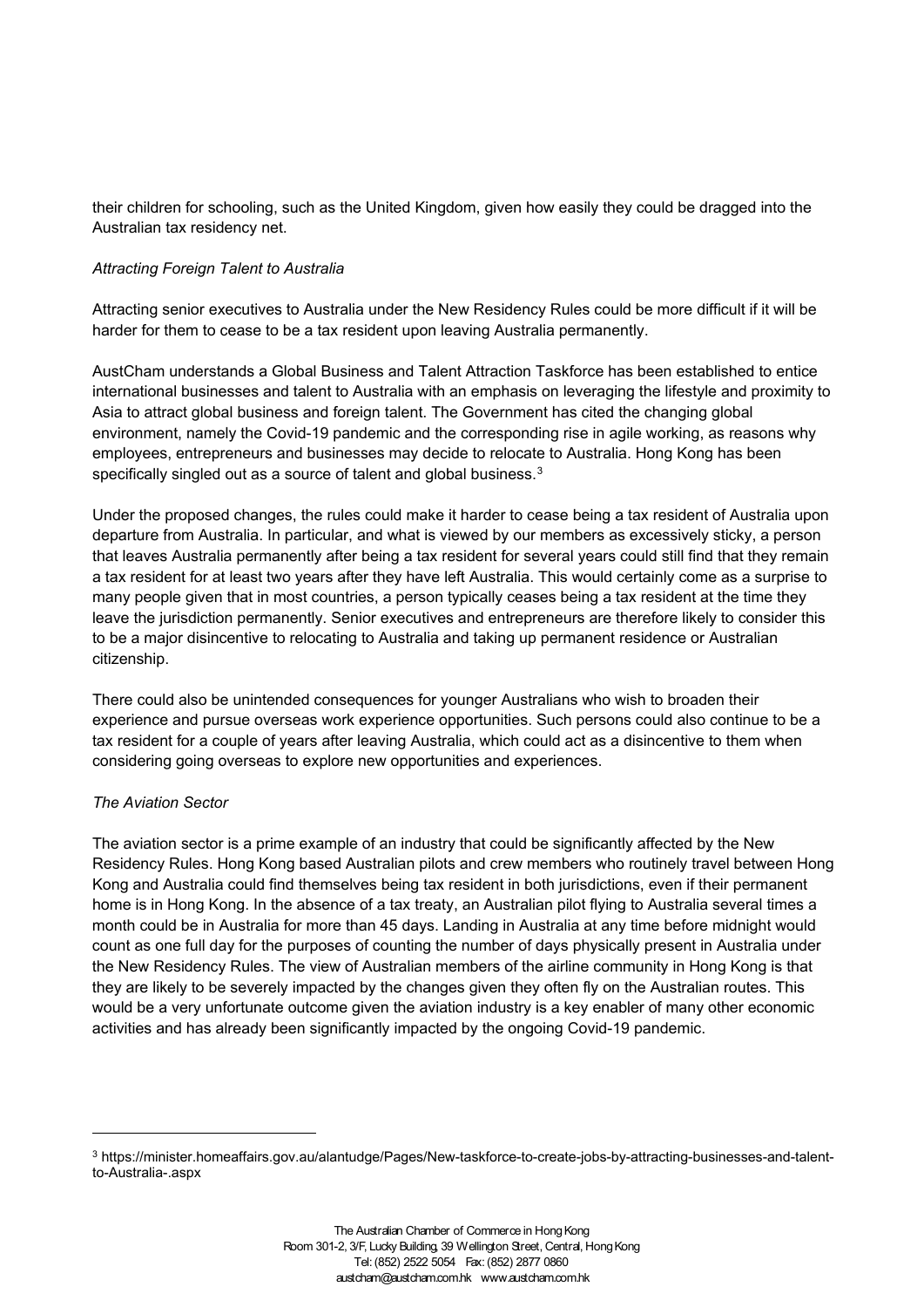their children for schooling, such as the United Kingdom, given how easily they could be dragged into the Australian tax residency net.

*Attracting Foreign Talent to Australia*

Attracting senior executives to Australia under the New Residency Rules could be more difficult if it will be harder for them to cease to be a tax resident upon leaving Australia permanently.

AustCham understands a Global Business and Talent Attraction Taskforce has been established to entice international businesses and talent to Australia with an emphasis on leveraging the lifestyle and proximity to Asia to attract global business and foreign talent. The Government has cited the changing global environment, namely the Covid-19 pandemic and the corresponding rise in agile working, as reasons why employees, entrepreneurs and businesses may decide to relocate to Australia. Hong Kong has been specifically singled out as a source of talent and global business.[3]

Under the proposed changes, the rules could make it harder to cease being a tax resident of Australia upon departure from Australia. In particular, and what is viewed by our members as excessively sticky, a person that leaves Australia permanently after being a tax resident for several years could still find that they remain a tax resident for at least two years after they have left Australia. This would certainly come as a surprise to many people given that in most countries, a person typically ceases being a tax resident at the time they leave the jurisdiction permanently. Senior executives and entrepreneurs are therefore likely to consider this to be a major disincentive to relocating to Australia and taking up permanent residence or Australian citizenship.

There could also be unintended consequences for younger Australians who wish to broaden their experience and pursue overseas work experience opportunities. Such persons could also continue to be a tax resident for a couple of years after leaving Australia, which could act as a disincentive to them when considering going overseas to explore new opportunities and experiences.

*The Aviation Sector*

The aviation sector is a prime example of an industry that could be significantly affected by the New Residency Rules. Hong Kong based Australian pilots and crew members who routinely travel between Hong Kong and Australia could find themselves being tax resident in both jurisdictions, even if their permanent home is in Hong Kong. In the absence of a tax treaty, an Australian pilot flying to Australia several times a month could be in Australia for more than 45 days. Landing in Australia at any time before midnight would count as one full day for the purposes of counting the number of days physically present in Australia under the New Residency Rules. The view of Australian members of the airline community in Hong Kong is that they are likely to be severely impacted by the changes given they often fly on the Australian routes. This would be a very unfortunate outcome given the aviation industry is a key enabler of many other economic activities and has already been significantly impacted by the ongoing Covid-19 pandemic.

---

[3] https://minister.homeaffairs.gov.au/alantudge/Pages/New-taskforce-to-create-jobs-by-attracting-businesses-and-talent-to-Australia-.aspx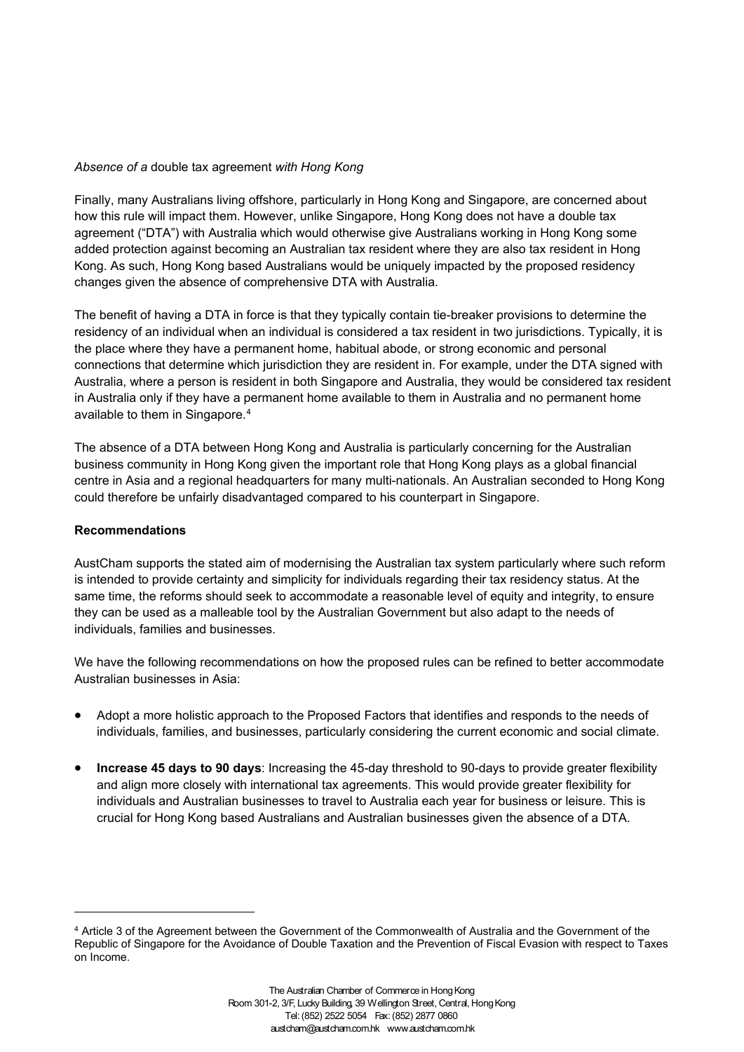*Absence of a* double tax agreement *with Hong Kong*

Finally, many Australians living offshore, particularly in Hong Kong and Singapore, are concerned about how this rule will impact them. However, unlike Singapore, Hong Kong does not have a double tax agreement ("DTA") with Australia which would otherwise give Australians working in Hong Kong some added protection against becoming an Australian tax resident where they are also tax resident in Hong Kong. As such, Hong Kong based Australians would be uniquely impacted by the proposed residency changes given the absence of comprehensive DTA with Australia.

The benefit of having a DTA in force is that they typically contain tie-breaker provisions to determine the residency of an individual when an individual is considered a tax resident in two jurisdictions. Typically, it is the place where they have a permanent home, habitual abode, or strong economic and personal connections that determine which jurisdiction they are resident in. For example, under the DTA signed with Australia, where a person is resident in both Singapore and Australia, they would be considered tax resident in Australia only if they have a permanent home available to them in Australia and no permanent home available to them in Singapore.[4]

The absence of a DTA between Hong Kong and Australia is particularly concerning for the Australian business community in Hong Kong given the important role that Hong Kong plays as a global financial centre in Asia and a regional headquarters for many multi-nationals. An Australian seconded to Hong Kong could therefore be unfairly disadvantaged compared to his counterpart in Singapore.

**Recommendations**

AustCham supports the stated aim of modernising the Australian tax system particularly where such reform is intended to provide certainty and simplicity for individuals regarding their tax residency status. At the same time, the reforms should seek to accommodate a reasonable level of equity and integrity, to ensure they can be used as a malleable tool by the Australian Government but also adapt to the needs of individuals, families and businesses.

We have the following recommendations on how the proposed rules can be refined to better accommodate Australian businesses in Asia:

- Adopt a more holistic approach to the Proposed Factors that identifies and responds to the needs of individuals, families, and businesses, particularly considering the current economic and social climate.
- **Increase 45 days to 90 days**: Increasing the 45-day threshold to 90-days to provide greater flexibility and align more closely with international tax agreements. This would provide greater flexibility for individuals and Australian businesses to travel to Australia each year for business or leisure. This is crucial for Hong Kong based Australians and Australian businesses given the absence of a DTA.

[4] Article 3 of the Agreement between the Government of the Commonwealth of Australia and the Government of the Republic of Singapore for the Avoidance of Double Taxation and the Prevention of Fiscal Evasion with respect to Taxes on Income.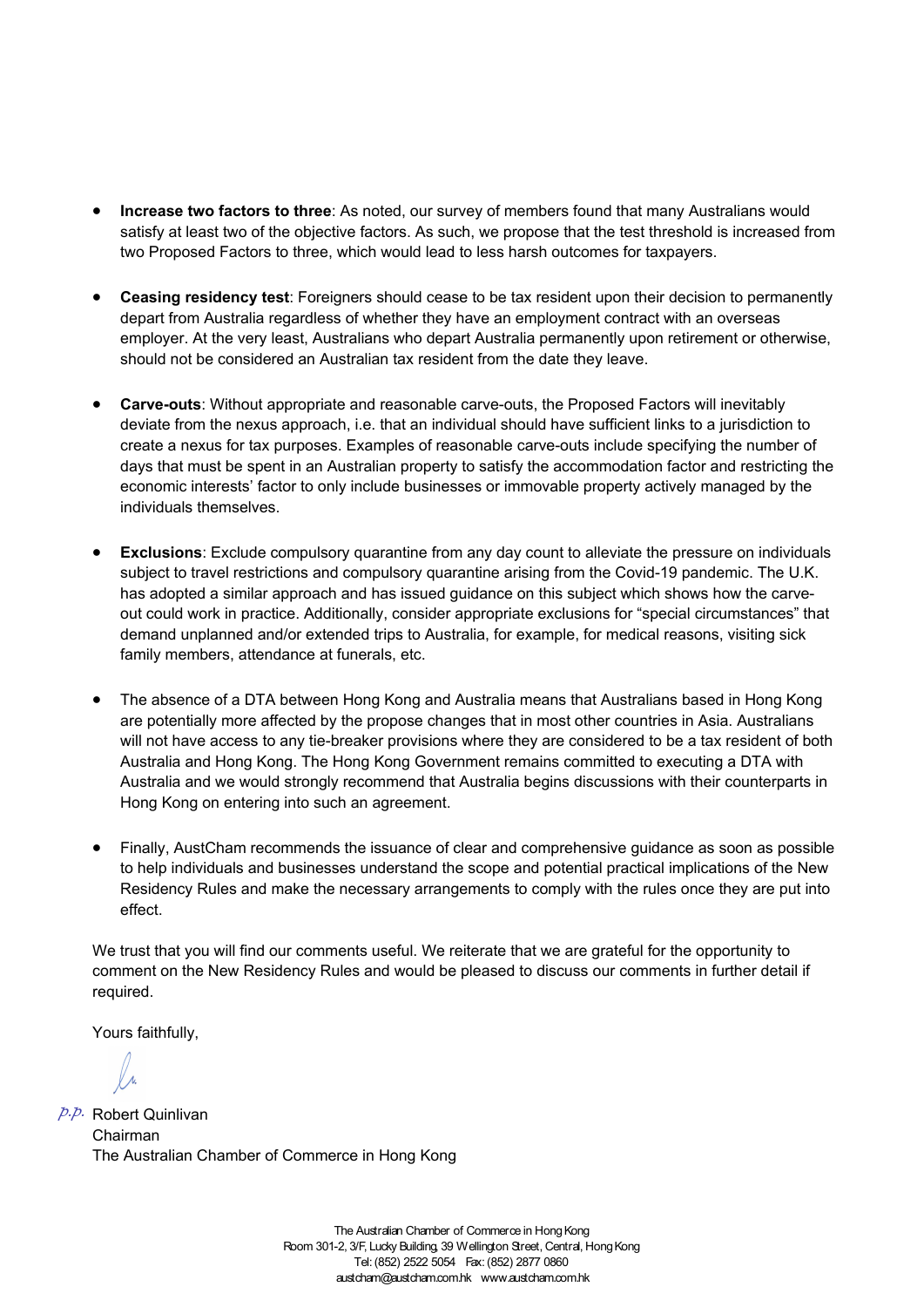- **Increase two factors to three**: As noted, our survey of members found that many Australians would satisfy at least two of the objective factors. As such, we propose that the test threshold is increased from two Proposed Factors to three, which would lead to less harsh outcomes for taxpayers.

- **Ceasing residency test**: Foreigners should cease to be tax resident upon their decision to permanently depart from Australia regardless of whether they have an employment contract with an overseas employer. At the very least, Australians who depart Australia permanently upon retirement or otherwise, should not be considered an Australian tax resident from the date they leave.

- **Carve-outs**: Without appropriate and reasonable carve-outs, the Proposed Factors will inevitably deviate from the nexus approach, i.e. that an individual should have sufficient links to a jurisdiction to create a nexus for tax purposes. Examples of reasonable carve-outs include specifying the number of days that must be spent in an Australian property to satisfy the accommodation factor and restricting the economic interests' factor to only include businesses or immovable property actively managed by the individuals themselves.

- **Exclusions**: Exclude compulsory quarantine from any day count to alleviate the pressure on individuals subject to travel restrictions and compulsory quarantine arising from the Covid-19 pandemic. The U.K. has adopted a similar approach and has issued guidance on this subject which shows how the carve-out could work in practice. Additionally, consider appropriate exclusions for "special circumstances" that demand unplanned and/or extended trips to Australia, for example, for medical reasons, visiting sick family members, attendance at funerals, etc.

- The absence of a DTA between Hong Kong and Australia means that Australians based in Hong Kong are potentially more affected by the propose changes that in most other countries in Asia. Australians will not have access to any tie-breaker provisions where they are considered to be a tax resident of both Australia and Hong Kong. The Hong Kong Government remains committed to executing a DTA with Australia and we would strongly recommend that Australia begins discussions with their counterparts in Hong Kong on entering into such an agreement.

- Finally, AustCham recommends the issuance of clear and comprehensive guidance as soon as possible to help individuals and businesses understand the scope and potential practical implications of the New Residency Rules and make the necessary arrangements to comply with the rules once they are put into effect.

We trust that you will find our comments useful. We reiterate that we are grateful for the opportunity to comment on the New Residency Rules and would be pleased to discuss our comments in further detail if required.

Yours faithfully,

p.p. Robert Quinlivan
Chairman
The Australian Chamber of Commerce in Hong Kong

The Australian Chamber of Commerce in Hong Kong
Room 301-2, 3/F, Lucky Building, 39 Wellington Street, Central, Hong Kong
Tel: (852) 2522 5054 Fax: (852) 2877 0860
austcham@austcham.com.hk www.austcham.com.hk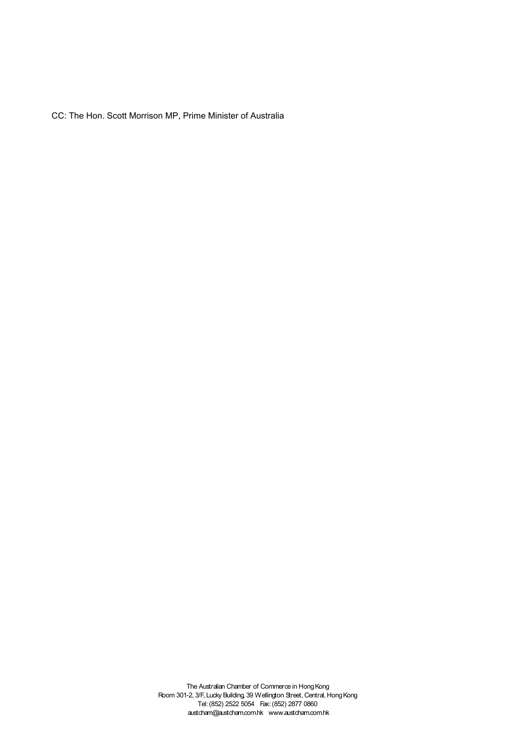CC: The Hon. Scott Morrison MP, Prime Minister of Australia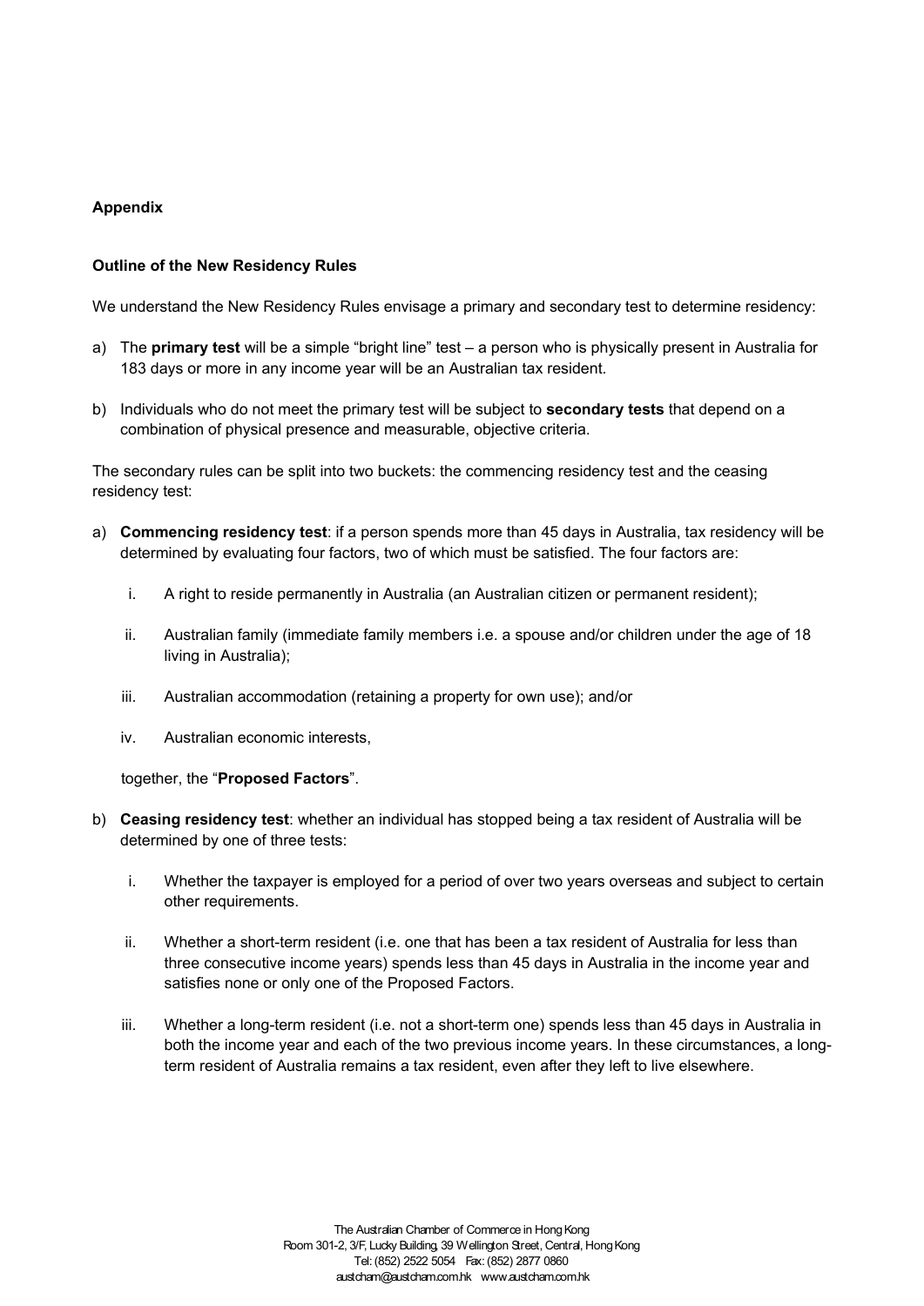**Appendix**

**Outline of the New Residency Rules**

We understand the New Residency Rules envisage a primary and secondary test to determine residency:

a) The **primary test** will be a simple "bright line" test – a person who is physically present in Australia for 183 days or more in any income year will be an Australian tax resident.

b) Individuals who do not meet the primary test will be subject to **secondary tests** that depend on a combination of physical presence and measurable, objective criteria.

The secondary rules can be split into two buckets: the commencing residency test and the ceasing residency test:

a) **Commencing residency test**: if a person spends more than 45 days in Australia, tax residency will be determined by evaluating four factors, two of which must be satisfied. The four factors are:

   i. A right to reside permanently in Australia (an Australian citizen or permanent resident);

   ii. Australian family (immediate family members i.e. a spouse and/or children under the age of 18 living in Australia);

   iii. Australian accommodation (retaining a property for own use); and/or

   iv. Australian economic interests,

   together, the "**Proposed Factors**".

b) **Ceasing residency test**: whether an individual has stopped being a tax resident of Australia will be determined by one of three tests:

   i. Whether the taxpayer is employed for a period of over two years overseas and subject to certain other requirements.

   ii. Whether a short-term resident (i.e. one that has been a tax resident of Australia for less than three consecutive income years) spends less than 45 days in Australia in the income year and satisfies none or only one of the Proposed Factors.

   iii. Whether a long-term resident (i.e. not a short-term one) spends less than 45 days in Australia in both the income year and each of the two previous income years. In these circumstances, a long-term resident of Australia remains a tax resident, even after they left to live elsewhere.

The Australian Chamber of Commerce in Hong Kong
Room 301-2, 3/F, Lucky Building, 39 Wellington Street, Central, Hong Kong
Tel: (852) 2522 5054 Fax: (852) 2877 0860
austcham@austcham.com.hk www.austcham.com.hk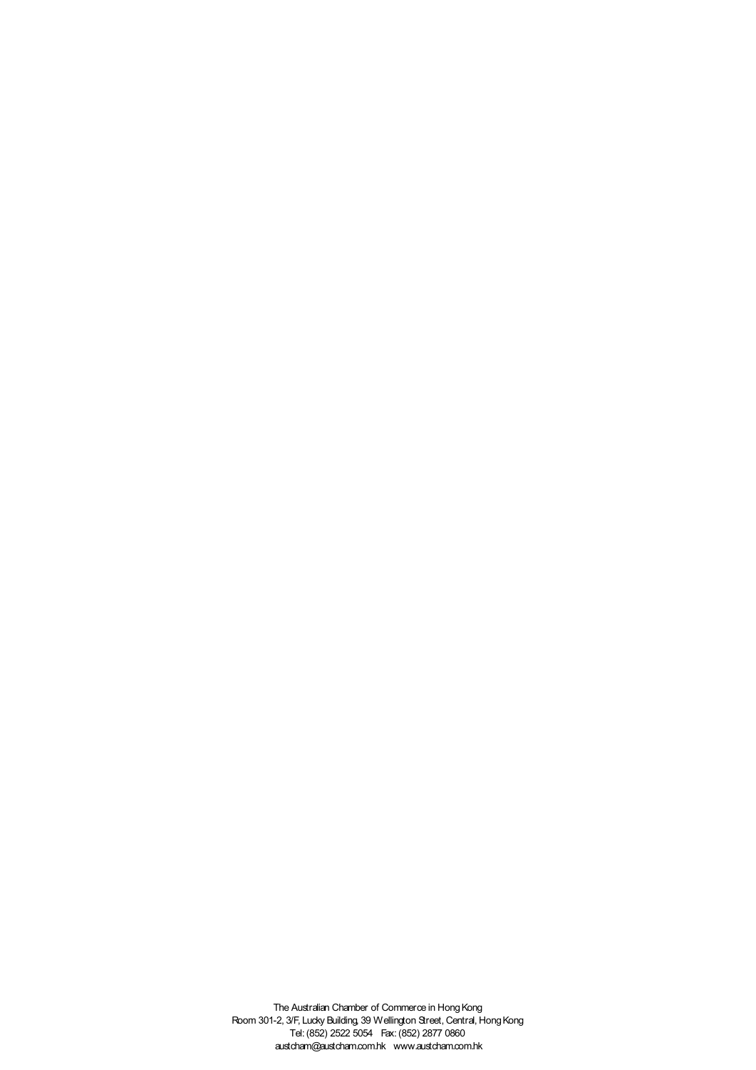The Australian Chamber of Commerce in Hong Kong
Room 301-2, 3/F, Lucky Building, 39 Wellington Street, Central, Hong Kong
Tel: (852) 2522 5054 Fax: (852) 2877 0860
austcham@austcham.com.hk www.austcham.com.hk